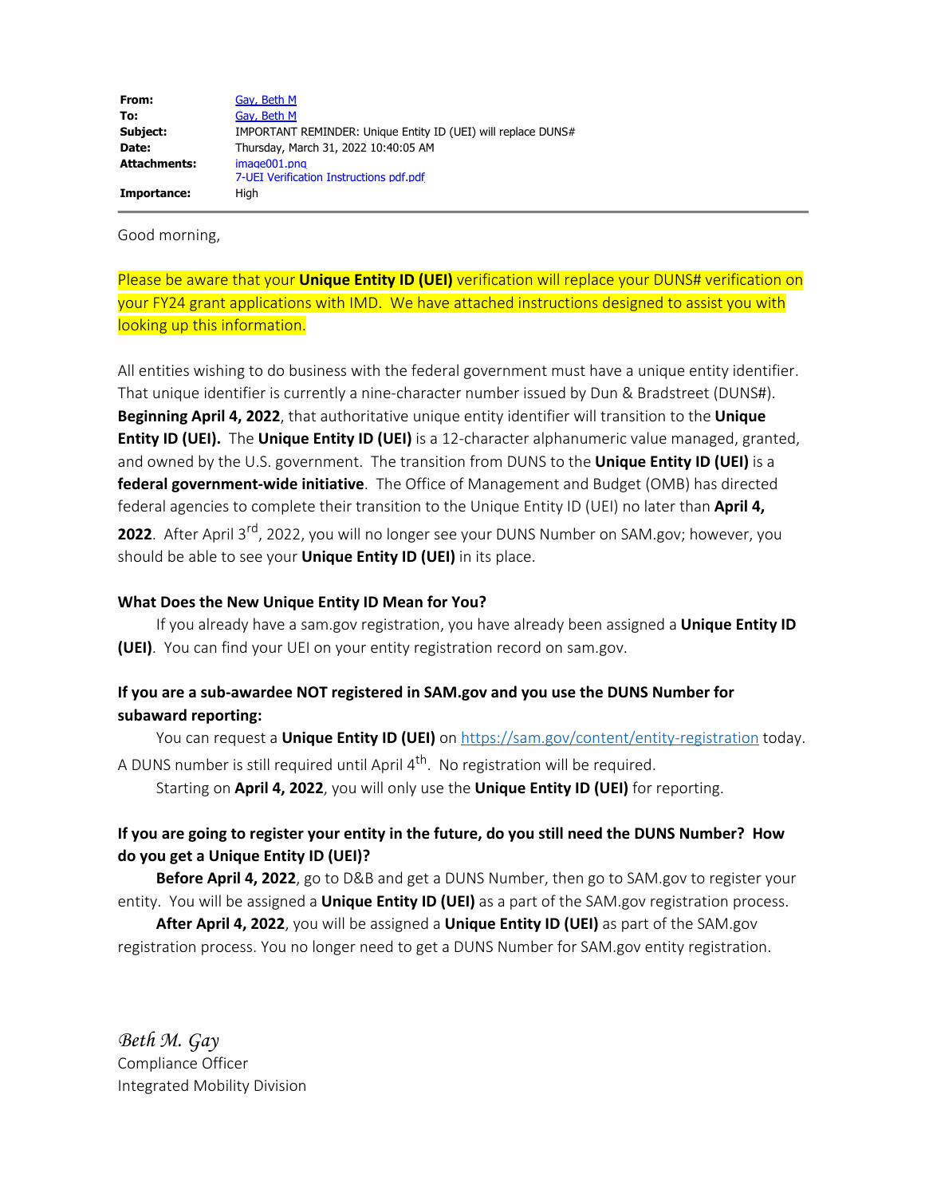| | |
|---|---|
| **From:** | Gay, Beth M |
| **To:** | Gay, Beth M |
| **Subject:** | IMPORTANT REMINDER: Unique Entity ID (UEI) will replace DUNS# |
| **Date:** | Thursday, March 31, 2022 10:40:05 AM |
| **Attachments:** | image001.png<br>7-UEI Verification Instructions pdf.pdf |
| **Importance:** | High |

Good morning,

Please be aware that your **Unique Entity ID (UEI)** verification will replace your DUNS# verification on your FY24 grant applications with IMD. We have attached instructions designed to assist you with looking up this information.

All entities wishing to do business with the federal government must have a unique entity identifier. That unique identifier is currently a nine-character number issued by Dun & Bradstreet (DUNS#). **Beginning April 4, 2022**, that authoritative unique entity identifier will transition to the **Unique Entity ID (UEI).** The **Unique Entity ID (UEI)** is a 12-character alphanumeric value managed, granted, and owned by the U.S. government. The transition from DUNS to the **Unique Entity ID (UEI)** is a **federal government-wide initiative**. The Office of Management and Budget (OMB) has directed federal agencies to complete their transition to the Unique Entity ID (UEI) no later than **April 4, 2022**. After April 3rd, 2022, you will no longer see your DUNS Number on SAM.gov; however, you should be able to see your **Unique Entity ID (UEI)** in its place.

**What Does the New Unique Entity ID Mean for You?**

If you already have a sam.gov registration, you have already been assigned a **Unique Entity ID (UEI)**. You can find your UEI on your entity registration record on sam.gov.

**If you are a sub-awardee NOT registered in SAM.gov and you use the DUNS Number for subaward reporting:**

You can request a **Unique Entity ID (UEI)** on https://sam.gov/content/entity-registration today. A DUNS number is still required until April 4th. No registration will be required.

Starting on **April 4, 2022**, you will only use the **Unique Entity ID (UEI)** for reporting.

**If you are going to register your entity in the future, do you still need the DUNS Number? How do you get a Unique Entity ID (UEI)?**

**Before April 4, 2022**, go to D&B and get a DUNS Number, then go to SAM.gov to register your entity. You will be assigned a **Unique Entity ID (UEI)** as a part of the SAM.gov registration process.

**After April 4, 2022**, you will be assigned a **Unique Entity ID (UEI)** as part of the SAM.gov registration process. You no longer need to get a DUNS Number for SAM.gov entity registration.

*Beth M. Gay*
Compliance Officer
Integrated Mobility Division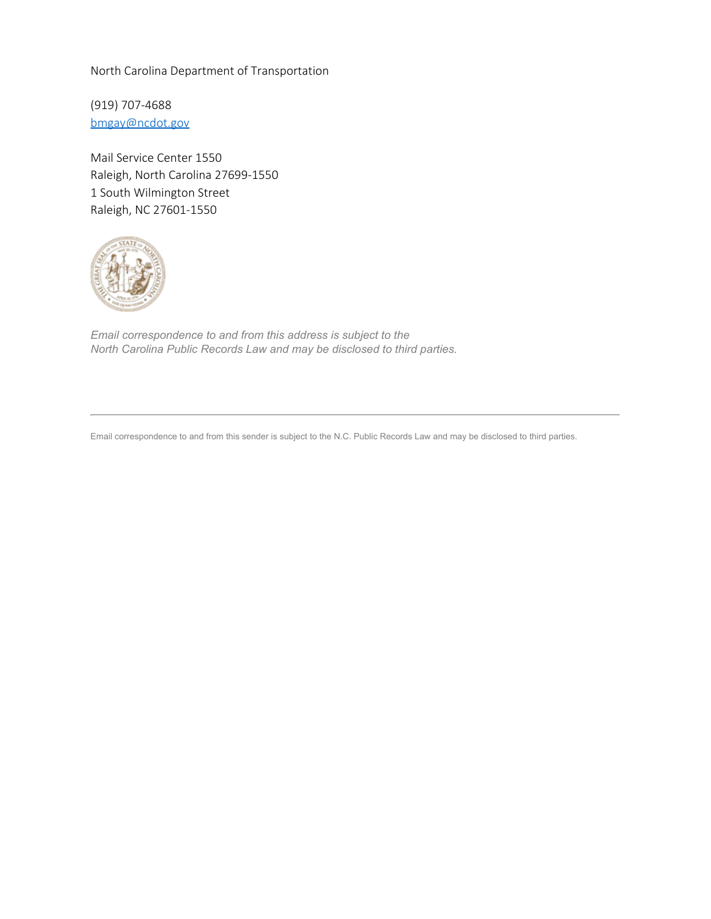North Carolina Department of Transportation

(919) 707-4688
[bmgay@ncdot.gov](mailto:bmgay@ncdot.gov)

Mail Service Center 1550
Raleigh, North Carolina 27699-1550
1 South Wilmington Street
Raleigh, NC 27601-1550

*Email correspondence to and from this address is subject to the North Carolina Public Records Law and may be disclosed to third parties.*

---

Email correspondence to and from this sender is subject to the N.C. Public Records Law and may be disclosed to third parties.